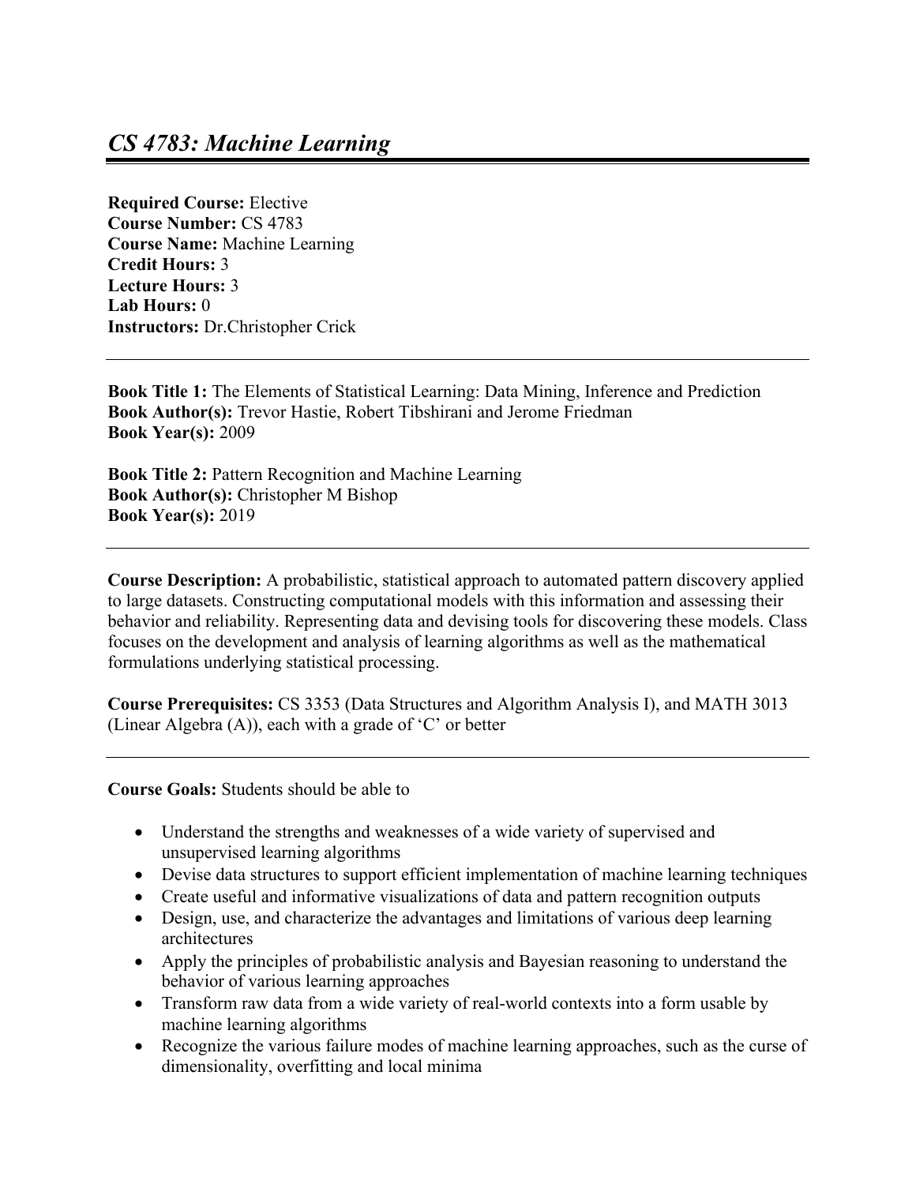# *CS 4783: Machine Learning*

**Required Course:** Elective
**Course Number:** CS 4783
**Course Name:** Machine Learning
**Credit Hours:** 3
**Lecture Hours:** 3
**Lab Hours:** 0
**Instructors:** Dr.Christopher Crick

---

**Book Title 1:** The Elements of Statistical Learning: Data Mining, Inference and Prediction
**Book Author(s):** Trevor Hastie, Robert Tibshirani and Jerome Friedman
**Book Year(s):** 2009

**Book Title 2:** Pattern Recognition and Machine Learning
**Book Author(s):** Christopher M Bishop
**Book Year(s):** 2019

---

**Course Description:** A probabilistic, statistical approach to automated pattern discovery applied to large datasets. Constructing computational models with this information and assessing their behavior and reliability. Representing data and devising tools for discovering these models. Class focuses on the development and analysis of learning algorithms as well as the mathematical formulations underlying statistical processing.

**Course Prerequisites:** CS 3353 (Data Structures and Algorithm Analysis I), and MATH 3013 (Linear Algebra (A)), each with a grade of 'C' or better

---

**Course Goals:** Students should be able to

- Understand the strengths and weaknesses of a wide variety of supervised and unsupervised learning algorithms
- Devise data structures to support efficient implementation of machine learning techniques
- Create useful and informative visualizations of data and pattern recognition outputs
- Design, use, and characterize the advantages and limitations of various deep learning architectures
- Apply the principles of probabilistic analysis and Bayesian reasoning to understand the behavior of various learning approaches
- Transform raw data from a wide variety of real-world contexts into a form usable by machine learning algorithms
- Recognize the various failure modes of machine learning approaches, such as the curse of dimensionality, overfitting and local minima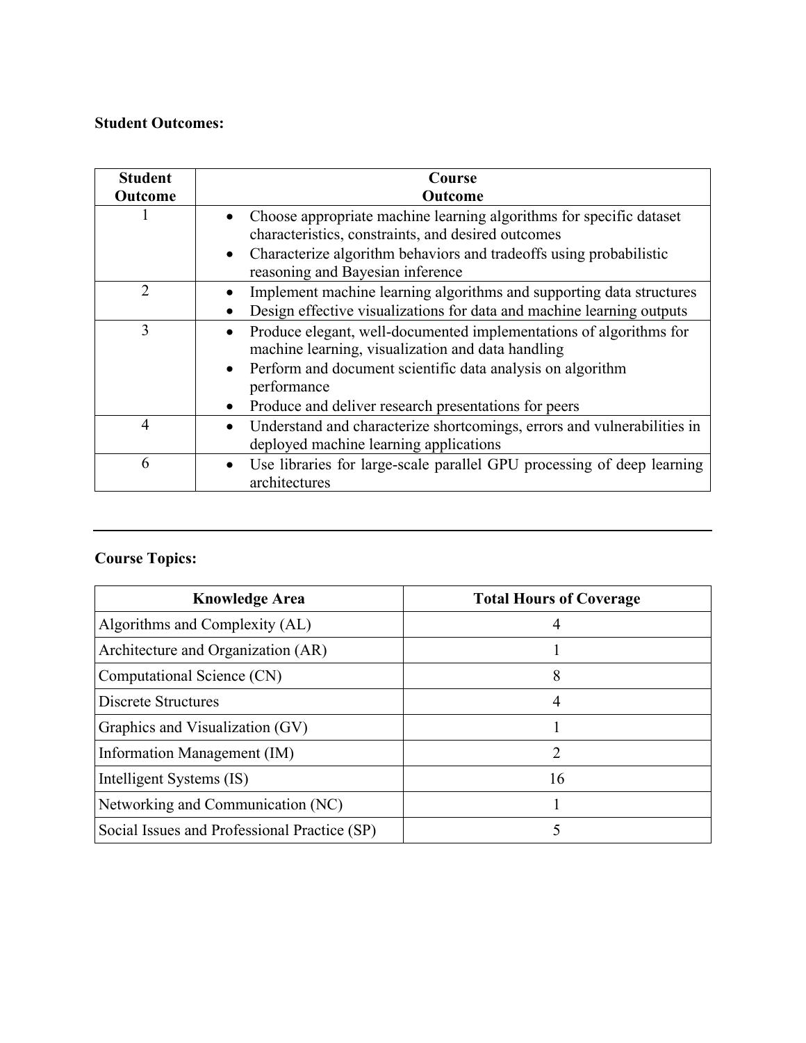**Student Outcomes:**

| Student Outcome | Course Outcome |
|---|---|
| 1 | • Choose appropriate machine learning algorithms for specific dataset characteristics, constraints, and desired outcomes<br>• Characterize algorithm behaviors and tradeoffs using probabilistic reasoning and Bayesian inference |
| 2 | • Implement machine learning algorithms and supporting data structures<br>• Design effective visualizations for data and machine learning outputs |
| 3 | • Produce elegant, well-documented implementations of algorithms for machine learning, visualization and data handling<br>• Perform and document scientific data analysis on algorithm performance<br>• Produce and deliver research presentations for peers |
| 4 | • Understand and characterize shortcomings, errors and vulnerabilities in deployed machine learning applications |
| 6 | • Use libraries for large-scale parallel GPU processing of deep learning architectures |

---

**Course Topics:**

| Knowledge Area | Total Hours of Coverage |
|---|---|
| Algorithms and Complexity (AL) | 4 |
| Architecture and Organization (AR) | 1 |
| Computational Science (CN) | 8 |
| Discrete Structures | 4 |
| Graphics and Visualization (GV) | 1 |
| Information Management (IM) | 2 |
| Intelligent Systems (IS) | 16 |
| Networking and Communication (NC) | 1 |
| Social Issues and Professional Practice (SP) | 5 |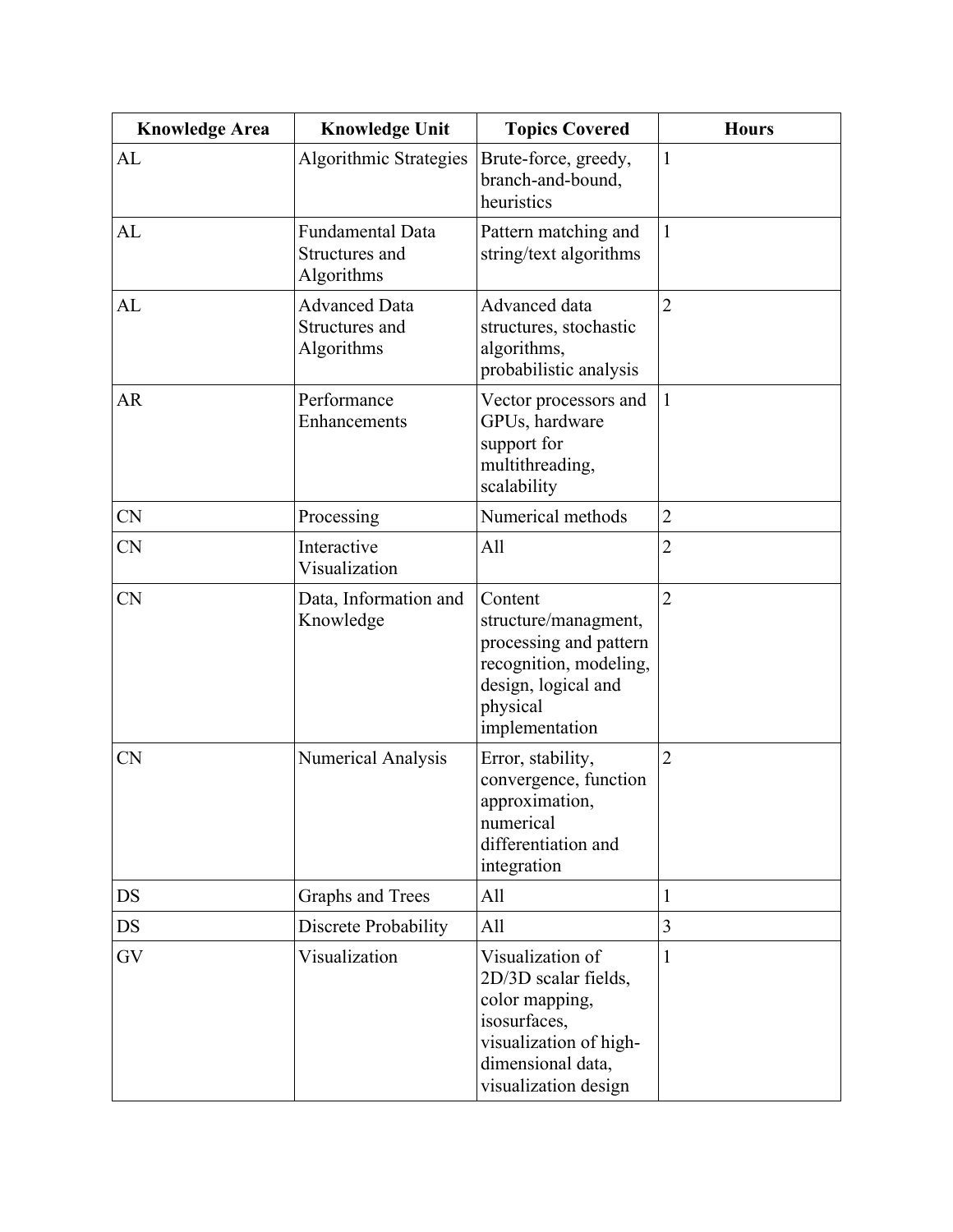| Knowledge Area | Knowledge Unit | Topics Covered | Hours |
|---|---|---|---|
| AL | Algorithmic Strategies | Brute-force, greedy, branch-and-bound, heuristics | 1 |
| AL | Fundamental Data Structures and Algorithms | Pattern matching and string/text algorithms | 1 |
| AL | Advanced Data Structures and Algorithms | Advanced data structures, stochastic algorithms, probabilistic analysis | 2 |
| AR | Performance Enhancements | Vector processors and GPUs, hardware support for multithreading, scalability | 1 |
| CN | Processing | Numerical methods | 2 |
| CN | Interactive Visualization | All | 2 |
| CN | Data, Information and Knowledge | Content structure/managment, processing and pattern recognition, modeling, design, logical and physical implementation | 2 |
| CN | Numerical Analysis | Error, stability, convergence, function approximation, numerical differentiation and integration | 2 |
| DS | Graphs and Trees | All | 1 |
| DS | Discrete Probability | All | 3 |
| GV | Visualization | Visualization of 2D/3D scalar fields, color mapping, isosurfaces, visualization of high-dimensional data, visualization design | 1 |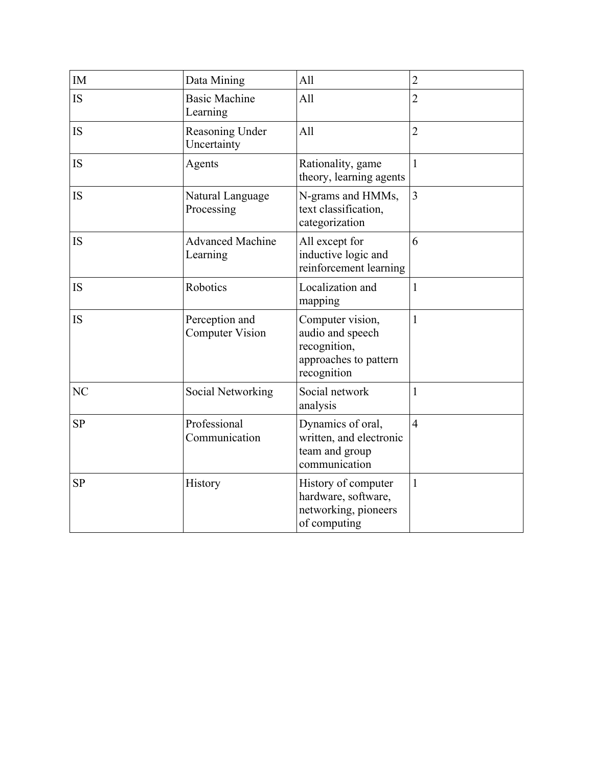| | | | |
|---|---|---|---|
| IM | Data Mining | All | 2 |
| IS | Basic Machine Learning | All | 2 |
| IS | Reasoning Under Uncertainty | All | 2 |
| IS | Agents | Rationality, game theory, learning agents | 1 |
| IS | Natural Language Processing | N-grams and HMMs, text classification, categorization | 3 |
| IS | Advanced Machine Learning | All except for inductive logic and reinforcement learning | 6 |
| IS | Robotics | Localization and mapping | 1 |
| IS | Perception and Computer Vision | Computer vision, audio and speech recognition, approaches to pattern recognition | 1 |
| NC | Social Networking | Social network analysis | 1 |
| SP | Professional Communication | Dynamics of oral, written, and electronic team and group communication | 4 |
| SP | History | History of computer hardware, software, networking, pioneers of computing | 1 |